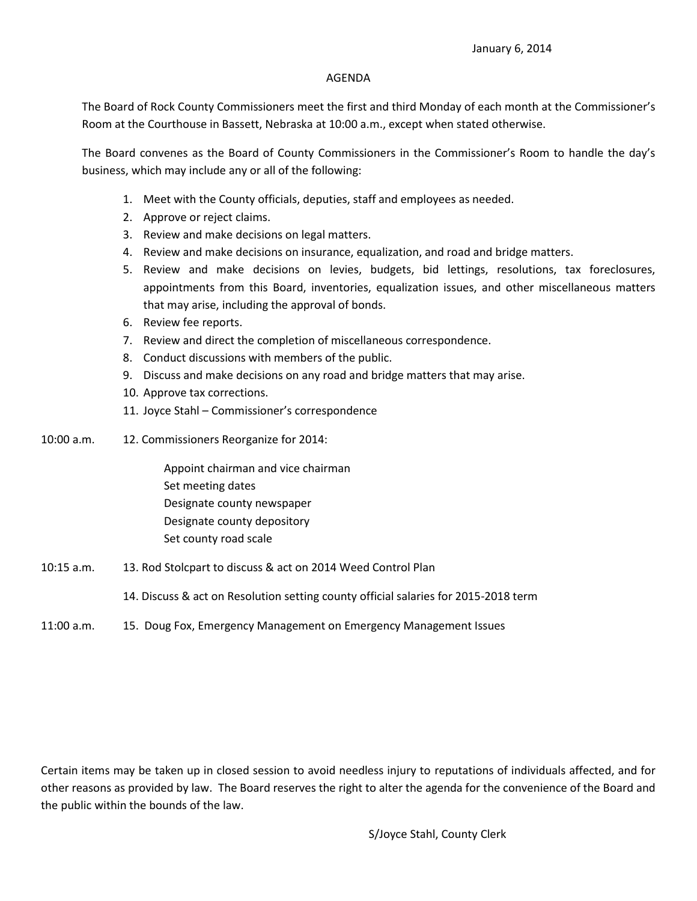January 6, 2014

# AGENDA

The Board of Rock County Commissioners meet the first and third Monday of each month at the Commissioner's Room at the Courthouse in Bassett, Nebraska at 10:00 a.m., except when stated otherwise.

The Board convenes as the Board of County Commissioners in the Commissioner's Room to handle the day's business, which may include any or all of the following:

1. Meet with the County officials, deputies, staff and employees as needed.
2. Approve or reject claims.
3. Review and make decisions on legal matters.
4. Review and make decisions on insurance, equalization, and road and bridge matters.
5. Review and make decisions on levies, budgets, bid lettings, resolutions, tax foreclosures, appointments from this Board, inventories, equalization issues, and other miscellaneous matters that may arise, including the approval of bonds.
6. Review fee reports.
7. Review and direct the completion of miscellaneous correspondence.
8. Conduct discussions with members of the public.
9. Discuss and make decisions on any road and bridge matters that may arise.
10. Approve tax corrections.
11. Joyce Stahl – Commissioner's correspondence

10:00 a.m. 12. Commissioners Reorganize for 2014:

- Appoint chairman and vice chairman
- Set meeting dates
- Designate county newspaper
- Designate county depository
- Set county road scale

10:15 a.m. 13. Rod Stolcpart to discuss & act on 2014 Weed Control Plan

14. Discuss & act on Resolution setting county official salaries for 2015-2018 term

11:00 a.m. 15. Doug Fox, Emergency Management on Emergency Management Issues

Certain items may be taken up in closed session to avoid needless injury to reputations of individuals affected, and for other reasons as provided by law. The Board reserves the right to alter the agenda for the convenience of the Board and the public within the bounds of the law.

S/Joyce Stahl, County Clerk